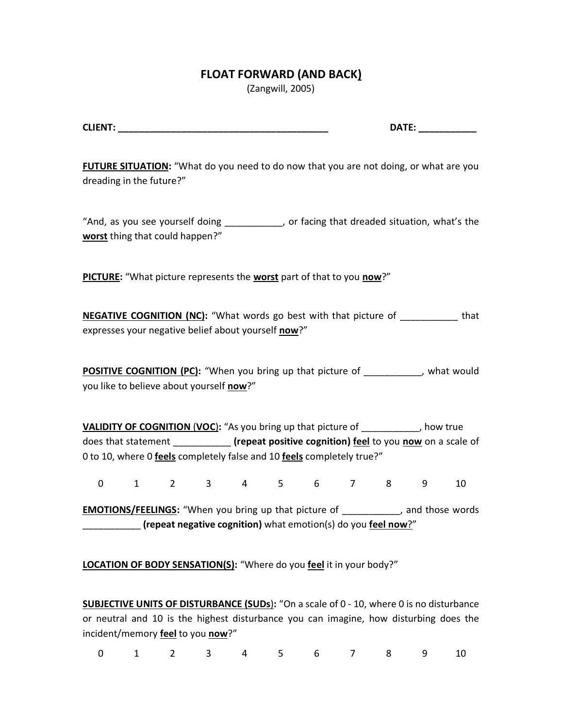# FLOAT FORWARD (AND BACK)

(Zangwill, 2005)

**CLIENT: ________________________________________** **DATE: ___________**

**FUTURE SITUATION:** "What do you need to do now that you are not doing, or what are you dreading in the future?"

"And, as you see yourself doing ___________, or facing that dreaded situation, what's the **worst** thing that could happen?"

**PICTURE:** "What picture represents the **worst** part of that to you **now**?"

**NEGATIVE COGNITION (NC):** "What words go best with that picture of ___________ that expresses your negative belief about yourself **now**?"

**POSITIVE COGNITION (PC):** "When you bring up that picture of ___________, what would you like to believe about yourself **now**?"

**VALIDITY OF COGNITION (VOC):** "As you bring up that picture of ___________, how true does that statement ___________ **(repeat positive cognition) feel** to you **now** on a scale of 0 to 10, where 0 **feels** completely false and 10 **feels** completely true?"

0 1 2 3 4 5 6 7 8 9 10

**EMOTIONS/FEELINGS:** "When you bring up that picture of ___________, and those words ___________ **(repeat negative cognition)** what emotion(s) do you **feel now**?"

**LOCATION OF BODY SENSATION(S):** "Where do you **feel** it in your body?"

**SUBJECTIVE UNITS OF DISTURBANCE (SUDs):** "On a scale of 0 - 10, where 0 is no disturbance or neutral and 10 is the highest disturbance you can imagine, how disturbing does the incident/memory **feel** to you **now**?"

0 1 2 3 4 5 6 7 8 9 10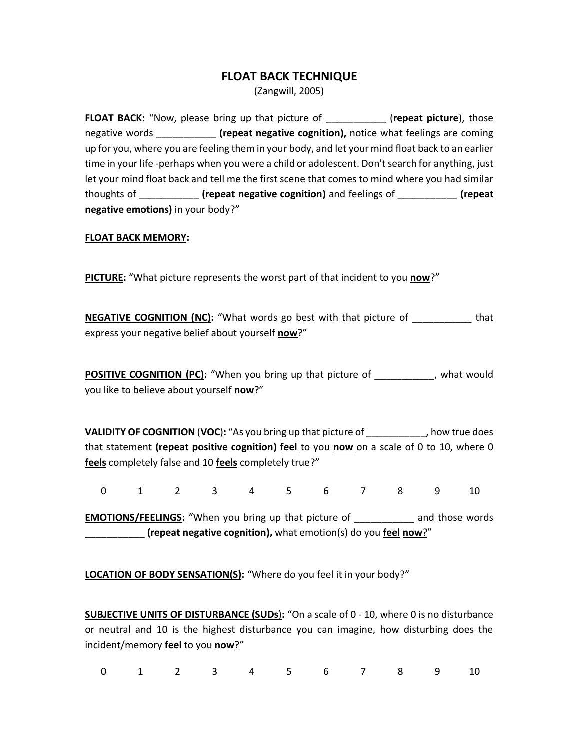# FLOAT BACK TECHNIQUE

(Zangwill, 2005)

**FLOAT BACK:** "Now, please bring up that picture of ___________ (**repeat picture**), those negative words ___________ **(repeat negative cognition),** notice what feelings are coming up for you, where you are feeling them in your body, and let your mind float back to an earlier time in your life -perhaps when you were a child or adolescent. Don't search for anything, just let your mind float back and tell me the first scene that comes to mind where you had similar thoughts of ___________ **(repeat negative cognition)** and feelings of ___________ **(repeat negative emotions)** in your body?"

**FLOAT BACK MEMORY:**

**PICTURE:** "What picture represents the worst part of that incident to you **now**?"

**NEGATIVE COGNITION (NC):** "What words go best with that picture of ___________ that express your negative belief about yourself **now**?"

**POSITIVE COGNITION (PC):** "When you bring up that picture of ___________, what would you like to believe about yourself **now**?"

**VALIDITY OF COGNITION (VOC):** "As you bring up that picture of ___________, how true does that statement **(repeat positive cognition)** **feel** to you **now** on a scale of 0 to 10, where 0 **feels** completely false and 10 **feels** completely true?"

0 1 2 3 4 5 6 7 8 9 10

**EMOTIONS/FEELINGS:** "When you bring up that picture of ___________ and those words ___________ **(repeat negative cognition),** what emotion(s) do you **feel** **now**?"

**LOCATION OF BODY SENSATION(S):** "Where do you feel it in your body?"

**SUBJECTIVE UNITS OF DISTURBANCE (SUDs):** "On a scale of 0 - 10, where 0 is no disturbance or neutral and 10 is the highest disturbance you can imagine, how disturbing does the incident/memory **feel** to you **now**?"

0 1 2 3 4 5 6 7 8 9 10